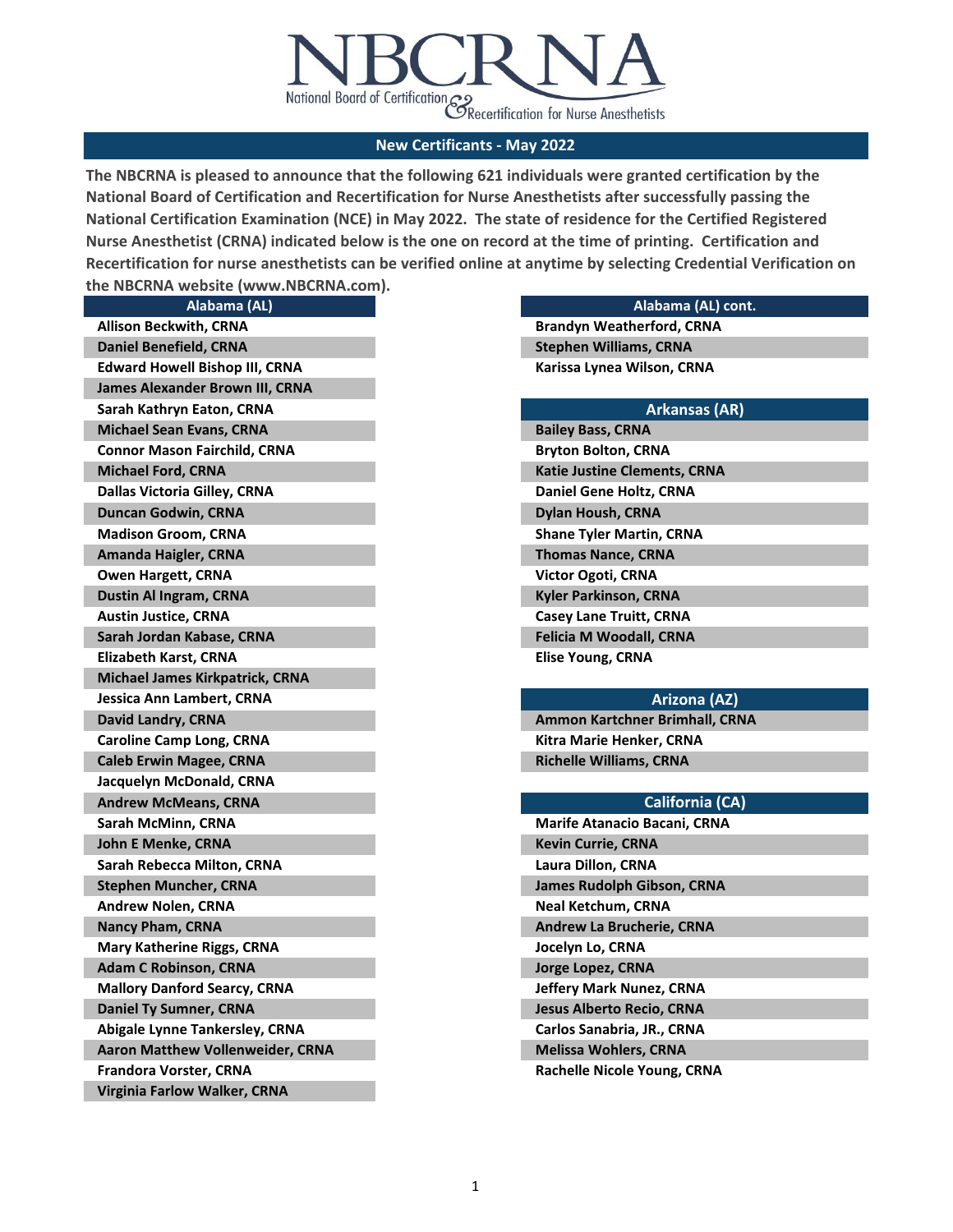# NBCRNA

National Board of Certification & Recertification for Nurse Anesthetists

## New Certificants - May 2022

**The NBCRNA is pleased to announce that the following 621 individuals were granted certification by the National Board of Certification and Recertification for Nurse Anesthetists after successfully passing the National Certification Examination (NCE) in May 2022. The state of residence for the Certified Registered Nurse Anesthetist (CRNA) indicated below is the one on record at the time of printing. Certification and Recertification for nurse anesthetists can be verified online at anytime by selecting Credential Verification on the NBCRNA website (www.NBCRNA.com).**

### Alabama (AL)

- Allison Beckwith, CRNA
- Daniel Benefield, CRNA
- Edward Howell Bishop III, CRNA
- James Alexander Brown III, CRNA
- Sarah Kathryn Eaton, CRNA
- Michael Sean Evans, CRNA
- Connor Mason Fairchild, CRNA
- Michael Ford, CRNA
- Dallas Victoria Gilley, CRNA
- Duncan Godwin, CRNA
- Madison Groom, CRNA
- Amanda Haigler, CRNA
- Owen Hargett, CRNA
- Dustin Al Ingram, CRNA
- Austin Justice, CRNA
- Sarah Jordan Kabase, CRNA
- Elizabeth Karst, CRNA
- Michael James Kirkpatrick, CRNA
- Jessica Ann Lambert, CRNA
- David Landry, CRNA
- Caroline Camp Long, CRNA
- Caleb Erwin Magee, CRNA
- Jacquelyn McDonald, CRNA
- Andrew McMeans, CRNA
- Sarah McMinn, CRNA
- John E Menke, CRNA
- Sarah Rebecca Milton, CRNA
- Stephen Muncher, CRNA
- Andrew Nolen, CRNA
- Nancy Pham, CRNA
- Mary Katherine Riggs, CRNA
- Adam C Robinson, CRNA
- Mallory Danford Searcy, CRNA
- Daniel Ty Sumner, CRNA
- Abigale Lynne Tankersley, CRNA
- Aaron Matthew Vollenweider, CRNA
- Frandora Vorster, CRNA
- Virginia Farlow Walker, CRNA

### Alabama (AL) cont.

- Brandyn Weatherford, CRNA
- Stephen Williams, CRNA
- Karissa Lynea Wilson, CRNA

### Arkansas (AR)

- Bailey Bass, CRNA
- Bryton Bolton, CRNA
- Katie Justine Clements, CRNA
- Daniel Gene Holtz, CRNA
- Dylan Housh, CRNA
- Shane Tyler Martin, CRNA
- Thomas Nance, CRNA
- Victor Ogoti, CRNA
- Kyler Parkinson, CRNA
- Casey Lane Truitt, CRNA
- Felicia M Woodall, CRNA
- Elise Young, CRNA

### Arizona (AZ)

- Ammon Kartchner Brimhall, CRNA
- Kitra Marie Henker, CRNA
- Richelle Williams, CRNA

### California (CA)

- Marife Atanacio Bacani, CRNA
- Kevin Currie, CRNA
- Laura Dillon, CRNA
- James Rudolph Gibson, CRNA
- Neal Ketchum, CRNA
- Andrew La Brucherie, CRNA
- Jocelyn Lo, CRNA
- Jorge Lopez, CRNA
- Jeffery Mark Nunez, CRNA
- Jesus Alberto Recio, CRNA
- Carlos Sanabria, JR., CRNA
- Melissa Wohlers, CRNA
- Rachelle Nicole Young, CRNA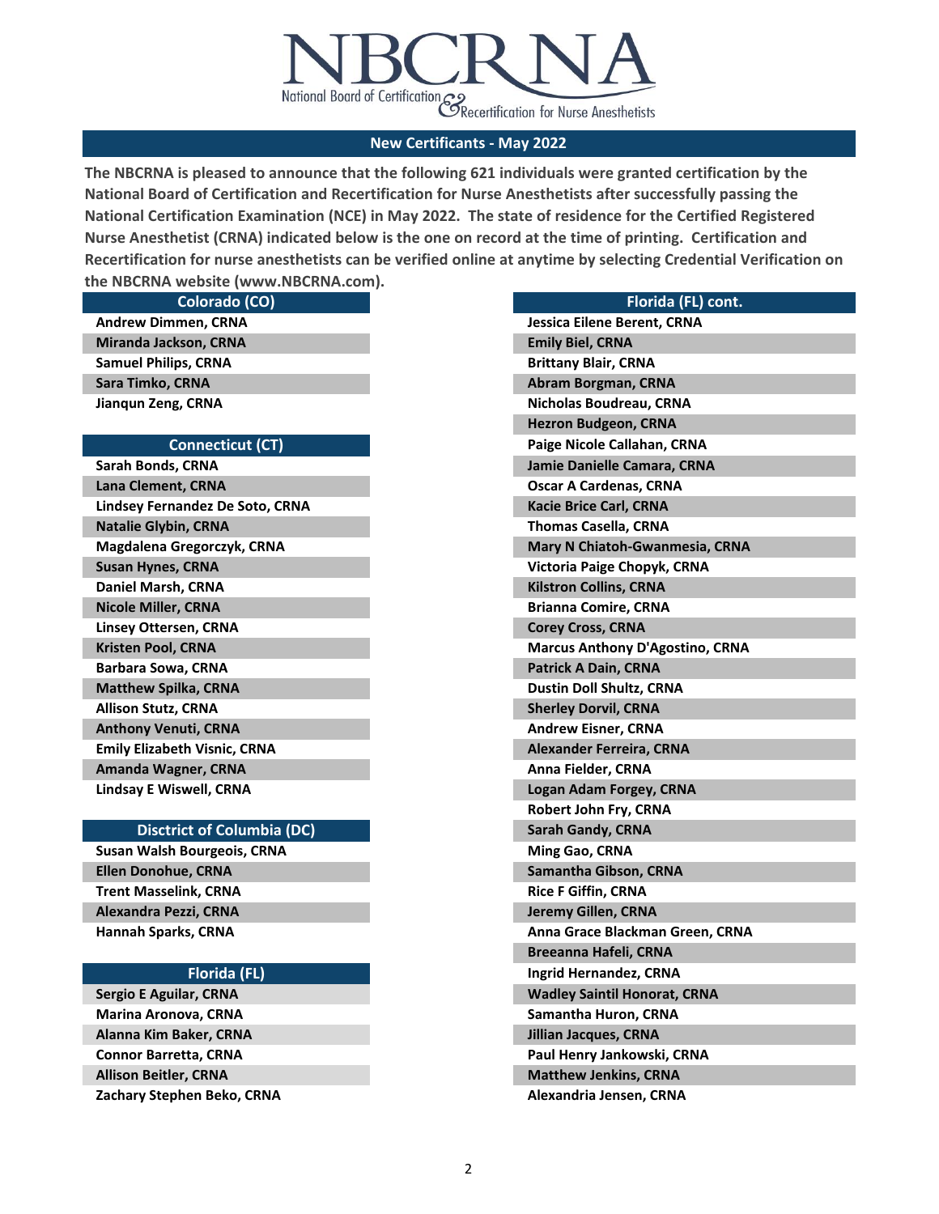# NBCRNA

National Board of Certification & Recertification for Nurse Anesthetists

## New Certificants - May 2022

**The NBCRNA is pleased to announce that the following 621 individuals were granted certification by the National Board of Certification and Recertification for Nurse Anesthetists after successfully passing the National Certification Examination (NCE) in May 2022. The state of residence for the Certified Registered Nurse Anesthetist (CRNA) indicated below is the one on record at the time of printing. Certification and Recertification for nurse anesthetists can be verified online at anytime by selecting Credential Verification on the NBCRNA website (www.NBCRNA.com).**

### Colorado (CO)

- Andrew Dimmen, CRNA
- Miranda Jackson, CRNA
- Samuel Philips, CRNA
- Sara Timko, CRNA
- Jianqun Zeng, CRNA

### Connecticut (CT)

- Sarah Bonds, CRNA
- Lana Clement, CRNA
- Lindsey Fernandez De Soto, CRNA
- Natalie Glybin, CRNA
- Magdalena Gregorczyk, CRNA
- Susan Hynes, CRNA
- Daniel Marsh, CRNA
- Nicole Miller, CRNA
- Linsey Ottersen, CRNA
- Kristen Pool, CRNA
- Barbara Sowa, CRNA
- Matthew Spilka, CRNA
- Allison Stutz, CRNA
- Anthony Venuti, CRNA
- Emily Elizabeth Visnic, CRNA
- Amanda Wagner, CRNA
- Lindsay E Wiswell, CRNA

### Disctrict of Columbia (DC)

- Susan Walsh Bourgeois, CRNA
- Ellen Donohue, CRNA
- Trent Masselink, CRNA
- Alexandra Pezzi, CRNA
- Hannah Sparks, CRNA

### Florida (FL)

- Sergio E Aguilar, CRNA
- Marina Aronova, CRNA
- Alanna Kim Baker, CRNA
- Connor Barretta, CRNA
- Allison Beitler, CRNA
- Zachary Stephen Beko, CRNA

### Florida (FL) cont.

- Jessica Eilene Berent, CRNA
- Emily Biel, CRNA
- Brittany Blair, CRNA
- Abram Borgman, CRNA
- Nicholas Boudreau, CRNA
- Hezron Budgeon, CRNA
- Paige Nicole Callahan, CRNA
- Jamie Danielle Camara, CRNA
- Oscar A Cardenas, CRNA
- Kacie Brice Carl, CRNA
- Thomas Casella, CRNA
- Mary N Chiatoh-Gwanmesia, CRNA
- Victoria Paige Chopyk, CRNA
- Kilstron Collins, CRNA
- Brianna Comire, CRNA
- Corey Cross, CRNA
- Marcus Anthony D'Agostino, CRNA
- Patrick A Dain, CRNA
- Dustin Doll Shultz, CRNA
- Sherley Dorvil, CRNA
- Andrew Eisner, CRNA
- Alexander Ferreira, CRNA
- Anna Fielder, CRNA
- Logan Adam Forgey, CRNA
- Robert John Fry, CRNA
- Sarah Gandy, CRNA
- Ming Gao, CRNA
- Samantha Gibson, CRNA
- Rice F Giffin, CRNA
- Jeremy Gillen, CRNA
- Anna Grace Blackman Green, CRNA
- Breeanna Hafeli, CRNA
- Ingrid Hernandez, CRNA
- Wadley Saintil Honorat, CRNA
- Samantha Huron, CRNA
- Jillian Jacques, CRNA
- Paul Henry Jankowski, CRNA
- Matthew Jenkins, CRNA
- Alexandria Jensen, CRNA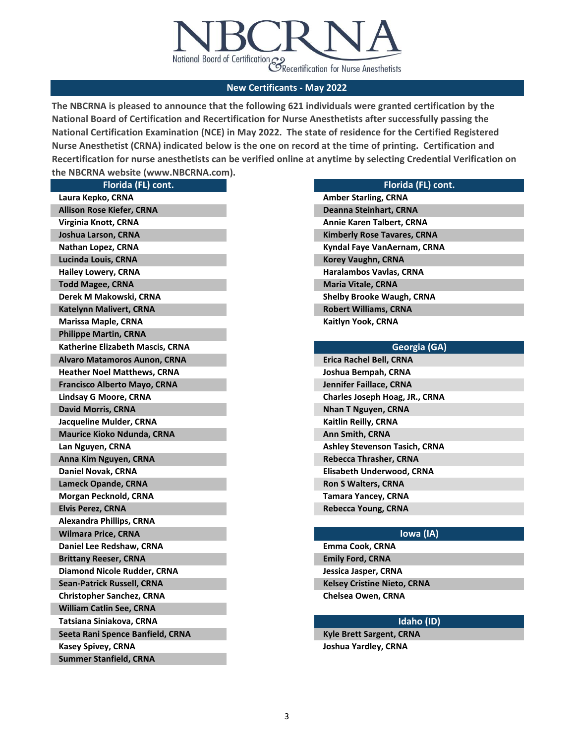# NBCRNA

National Board of Certification & Recertification for Nurse Anesthetists

## New Certificants - May 2022

**The NBCRNA is pleased to announce that the following 621 individuals were granted certification by the National Board of Certification and Recertification for Nurse Anesthetists after successfully passing the National Certification Examination (NCE) in May 2022. The state of residence for the Certified Registered Nurse Anesthetist (CRNA) indicated below is the one on record at the time of printing. Certification and Recertification for nurse anesthetists can be verified online at anytime by selecting Credential Verification on the NBCRNA website (www.NBCRNA.com).**

| Florida (FL) cont. |
|---|
| Laura Kepko, CRNA |
| Allison Rose Kiefer, CRNA |
| Virginia Knott, CRNA |
| Joshua Larson, CRNA |
| Nathan Lopez, CRNA |
| Lucinda Louis, CRNA |
| Hailey Lowery, CRNA |
| Todd Magee, CRNA |
| Derek M Makowski, CRNA |
| Katelynn Malivert, CRNA |
| Marissa Maple, CRNA |
| Philippe Martin, CRNA |
| Katherine Elizabeth Mascis, CRNA |
| Alvaro Matamoros Aunon, CRNA |
| Heather Noel Matthews, CRNA |
| Francisco Alberto Mayo, CRNA |
| Lindsay G Moore, CRNA |
| David Morris, CRNA |
| Jacqueline Mulder, CRNA |
| Maurice Kioko Ndunda, CRNA |
| Lan Nguyen, CRNA |
| Anna Kim Nguyen, CRNA |
| Daniel Novak, CRNA |
| Lameck Opande, CRNA |
| Morgan Pecknold, CRNA |
| Elvis Perez, CRNA |
| Alexandra Phillips, CRNA |
| Wilmara Price, CRNA |
| Daniel Lee Redshaw, CRNA |
| Brittany Reeser, CRNA |
| Diamond Nicole Rudder, CRNA |
| Sean-Patrick Russell, CRNA |
| Christopher Sanchez, CRNA |
| William Catlin See, CRNA |
| Tatsiana Siniakova, CRNA |
| Seeta Rani Spence Banfield, CRNA |
| Kasey Spivey, CRNA |
| Summer Stanfield, CRNA |

| Florida (FL) cont. |
|---|
| Amber Starling, CRNA |
| Deanna Steinhart, CRNA |
| Annie Karen Talbert, CRNA |
| Kimberly Rose Tavares, CRNA |
| Kyndal Faye VanAernam, CRNA |
| Korey Vaughn, CRNA |
| Haralambos Vavlas, CRNA |
| Maria Vitale, CRNA |
| Shelby Brooke Waugh, CRNA |
| Robert Williams, CRNA |
| Kaitlyn Yook, CRNA |

| Georgia (GA) |
|---|
| Erica Rachel Bell, CRNA |
| Joshua Bempah, CRNA |
| Jennifer Faillace, CRNA |
| Charles Joseph Hoag, JR., CRNA |
| Nhan T Nguyen, CRNA |
| Kaitlin Reilly, CRNA |
| Ann Smith, CRNA |
| Ashley Stevenson Tasich, CRNA |
| Rebecca Thrasher, CRNA |
| Elisabeth Underwood, CRNA |
| Ron S Walters, CRNA |
| Tamara Yancey, CRNA |
| Rebecca Young, CRNA |

| Iowa (IA) |
|---|
| Emma Cook, CRNA |
| Emily Ford, CRNA |
| Jessica Jasper, CRNA |
| Kelsey Cristine Nieto, CRNA |
| Chelsea Owen, CRNA |

| Idaho (ID) |
|---|
| Kyle Brett Sargent, CRNA |
| Joshua Yardley, CRNA |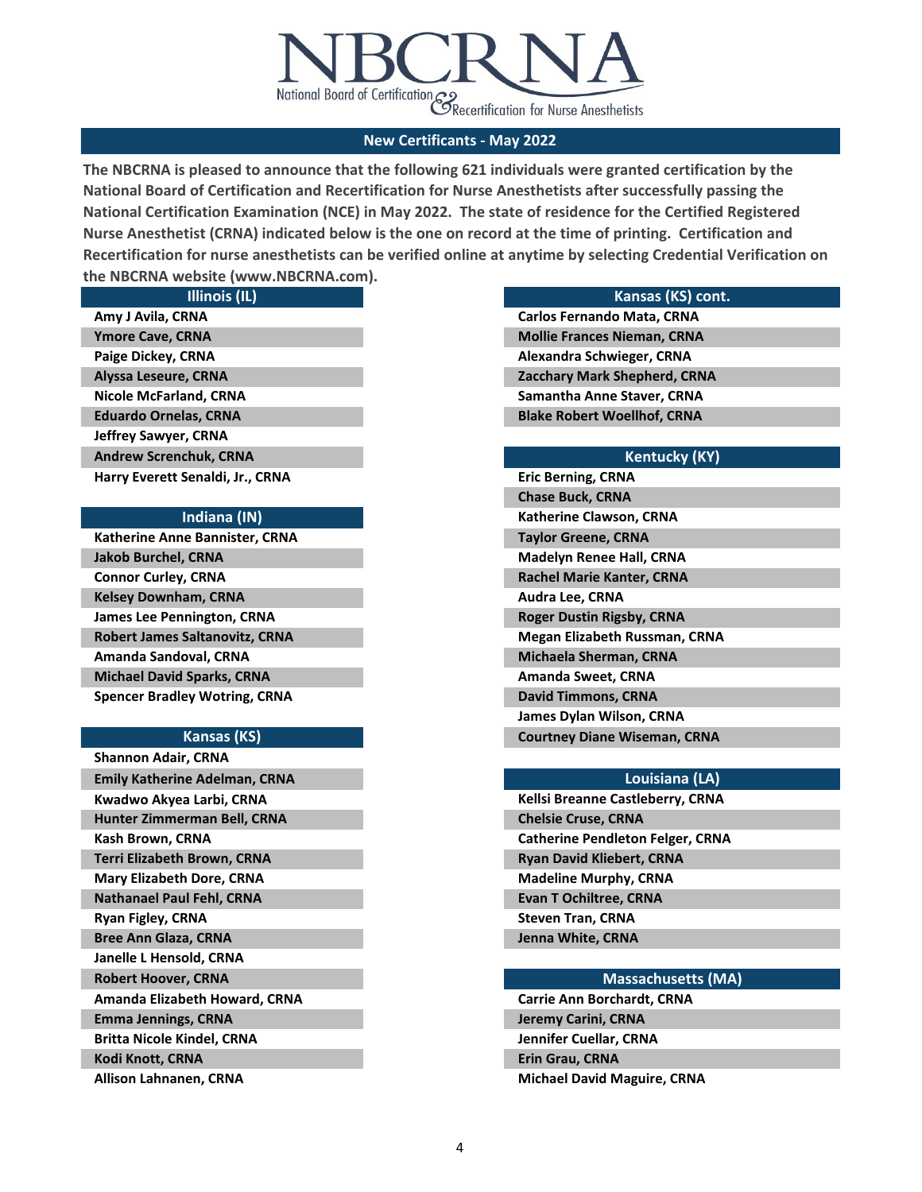NBCRNA
National Board of Certification & Recertification for Nurse Anesthetists

## New Certificants - May 2022

**The NBCRNA is pleased to announce that the following 621 individuals were granted certification by the National Board of Certification and Recertification for Nurse Anesthetists after successfully passing the National Certification Examination (NCE) in May 2022. The state of residence for the Certified Registered Nurse Anesthetist (CRNA) indicated below is the one on record at the time of printing. Certification and Recertification for nurse anesthetists can be verified online at anytime by selecting Credential Verification on the NBCRNA website (www.NBCRNA.com).**

| Illinois (IL) |
|---|
| Amy J Avila, CRNA |
| Ymore Cave, CRNA |
| Paige Dickey, CRNA |
| Alyssa Leseure, CRNA |
| Nicole McFarland, CRNA |
| Eduardo Ornelas, CRNA |
| Jeffrey Sawyer, CRNA |
| Andrew Screnchuk, CRNA |
| Harry Everett Senaldi, Jr., CRNA |

| Indiana (IN) |
|---|
| Katherine Anne Bannister, CRNA |
| Jakob Burchel, CRNA |
| Connor Curley, CRNA |
| Kelsey Downham, CRNA |
| James Lee Pennington, CRNA |
| Robert James Saltanovitz, CRNA |
| Amanda Sandoval, CRNA |
| Michael David Sparks, CRNA |
| Spencer Bradley Wotring, CRNA |

| Kansas (KS) |
|---|
| Shannon Adair, CRNA |
| Emily Katherine Adelman, CRNA |
| Kwadwo Akyea Larbi, CRNA |
| Hunter Zimmerman Bell, CRNA |
| Kash Brown, CRNA |
| Terri Elizabeth Brown, CRNA |
| Mary Elizabeth Dore, CRNA |
| Nathanael Paul Fehl, CRNA |
| Ryan Figley, CRNA |
| Bree Ann Glaza, CRNA |
| Janelle L Hensold, CRNA |
| Robert Hoover, CRNA |
| Amanda Elizabeth Howard, CRNA |
| Emma Jennings, CRNA |
| Britta Nicole Kindel, CRNA |
| Kodi Knott, CRNA |
| Allison Lahnanen, CRNA |

| Kansas (KS) cont. |
|---|
| Carlos Fernando Mata, CRNA |
| Mollie Frances Nieman, CRNA |
| Alexandra Schwieger, CRNA |
| Zacchary Mark Shepherd, CRNA |
| Samantha Anne Staver, CRNA |
| Blake Robert Woellhof, CRNA |

| Kentucky (KY) |
|---|
| Eric Berning, CRNA |
| Chase Buck, CRNA |
| Katherine Clawson, CRNA |
| Taylor Greene, CRNA |
| Madelyn Renee Hall, CRNA |
| Rachel Marie Kanter, CRNA |
| Audra Lee, CRNA |
| Roger Dustin Rigsby, CRNA |
| Megan Elizabeth Russman, CRNA |
| Michaela Sherman, CRNA |
| Amanda Sweet, CRNA |
| David Timmons, CRNA |
| James Dylan Wilson, CRNA |
| Courtney Diane Wiseman, CRNA |

| Louisiana (LA) |
|---|
| Kellsi Breanne Castleberry, CRNA |
| Chelsie Cruse, CRNA |
| Catherine Pendleton Felger, CRNA |
| Ryan David Kliebert, CRNA |
| Madeline Murphy, CRNA |
| Evan T Ochiltree, CRNA |
| Steven Tran, CRNA |
| Jenna White, CRNA |

| Massachusetts (MA) |
|---|
| Carrie Ann Borchardt, CRNA |
| Jeremy Carini, CRNA |
| Jennifer Cuellar, CRNA |
| Erin Grau, CRNA |
| Michael David Maguire, CRNA |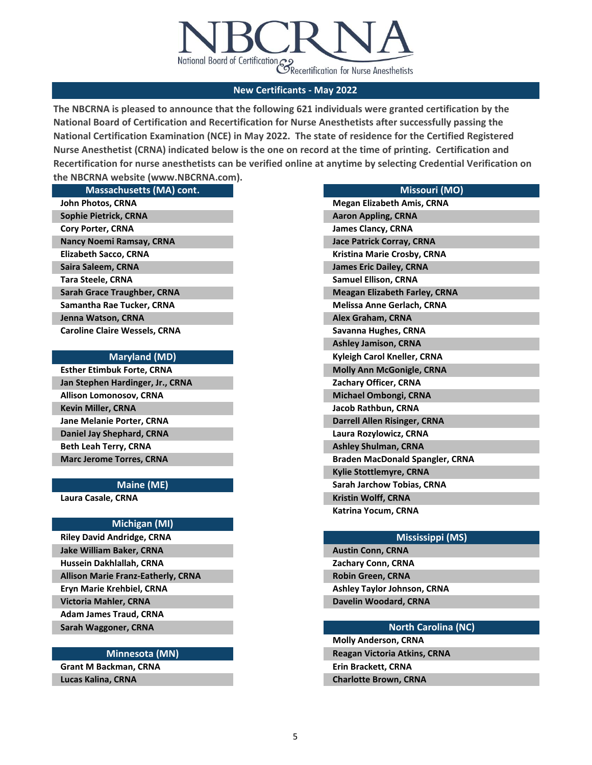NBCRNA

National Board of Certification & Recertification for Nurse Anesthetists

## New Certificants - May 2022

**The NBCRNA is pleased to announce that the following 621 individuals were granted certification by the National Board of Certification and Recertification for Nurse Anesthetists after successfully passing the National Certification Examination (NCE) in May 2022. The state of residence for the Certified Registered Nurse Anesthetist (CRNA) indicated below is the one on record at the time of printing. Certification and Recertification for nurse anesthetists can be verified online at anytime by selecting Credential Verification on the NBCRNA website (www.NBCRNA.com).**

### Massachusetts (MA) cont.

- John Photos, CRNA
- Sophie Pietrick, CRNA
- Cory Porter, CRNA
- Nancy Noemi Ramsay, CRNA
- Elizabeth Sacco, CRNA
- Saira Saleem, CRNA
- Tara Steele, CRNA
- Sarah Grace Traughber, CRNA
- Samantha Rae Tucker, CRNA
- Jenna Watson, CRNA
- Caroline Claire Wessels, CRNA

### Maryland (MD)

- Esther Etimbuk Forte, CRNA
- Jan Stephen Hardinger, Jr., CRNA
- Allison Lomonosov, CRNA
- Kevin Miller, CRNA
- Jane Melanie Porter, CRNA
- Daniel Jay Shephard, CRNA
- Beth Leah Terry, CRNA
- Marc Jerome Torres, CRNA

### Maine (ME)

- Laura Casale, CRNA

### Michigan (MI)

- Riley David Andridge, CRNA
- Jake William Baker, CRNA
- Hussein Dakhlallah, CRNA
- Allison Marie Franz-Eatherly, CRNA
- Eryn Marie Krehbiel, CRNA
- Victoria Mahler, CRNA
- Adam James Traud, CRNA
- Sarah Waggoner, CRNA

### Minnesota (MN)

- Grant M Backman, CRNA
- Lucas Kalina, CRNA

### Missouri (MO)

- Megan Elizabeth Amis, CRNA
- Aaron Appling, CRNA
- James Clancy, CRNA
- Jace Patrick Corray, CRNA
- Kristina Marie Crosby, CRNA
- James Eric Dailey, CRNA
- Samuel Ellison, CRNA
- Meagan Elizabeth Farley, CRNA
- Melissa Anne Gerlach, CRNA
- Alex Graham, CRNA
- Savanna Hughes, CRNA
- Ashley Jamison, CRNA
- Kyleigh Carol Kneller, CRNA
- Molly Ann McGonigle, CRNA
- Zachary Officer, CRNA
- Michael Ombongi, CRNA
- Jacob Rathbun, CRNA
- Darrell Allen Risinger, CRNA
- Laura Rozylowicz, CRNA
- Ashley Shulman, CRNA
- Braden MacDonald Spangler, CRNA
- Kylie Stottlemyre, CRNA
- Sarah Jarchow Tobias, CRNA
- Kristin Wolff, CRNA
- Katrina Yocum, CRNA

### Mississippi (MS)

- Austin Conn, CRNA
- Zachary Conn, CRNA
- Robin Green, CRNA
- Ashley Taylor Johnson, CRNA
- Davelin Woodard, CRNA

### North Carolina (NC)

- Molly Anderson, CRNA
- Reagan Victoria Atkins, CRNA
- Erin Brackett, CRNA
- Charlotte Brown, CRNA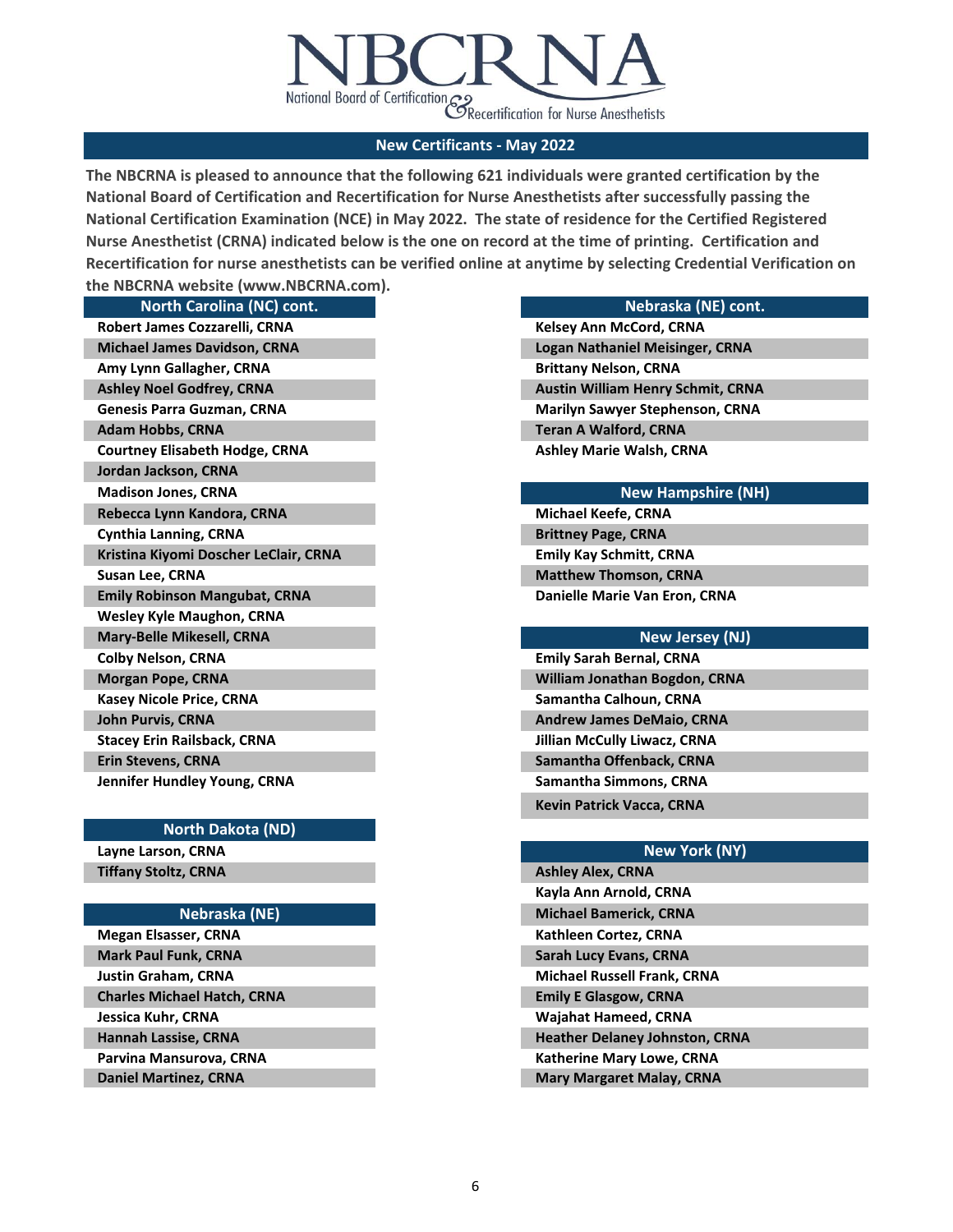NBCRNA

National Board of Certification & Recertification for Nurse Anesthetists

## New Certificants - May 2022

**The NBCRNA is pleased to announce that the following 621 individuals were granted certification by the National Board of Certification and Recertification for Nurse Anesthetists after successfully passing the National Certification Examination (NCE) in May 2022. The state of residence for the Certified Registered Nurse Anesthetist (CRNA) indicated below is the one on record at the time of printing. Certification and Recertification for nurse anesthetists can be verified online at anytime by selecting Credential Verification on the NBCRNA website (www.NBCRNA.com).**

### North Carolina (NC) cont.

- Robert James Cozzarelli, CRNA
- Michael James Davidson, CRNA
- Amy Lynn Gallagher, CRNA
- Ashley Noel Godfrey, CRNA
- Genesis Parra Guzman, CRNA
- Adam Hobbs, CRNA
- Courtney Elisabeth Hodge, CRNA
- Jordan Jackson, CRNA
- Madison Jones, CRNA
- Rebecca Lynn Kandora, CRNA
- Cynthia Lanning, CRNA
- Kristina Kiyomi Doscher LeClair, CRNA
- Susan Lee, CRNA
- Emily Robinson Mangubat, CRNA
- Wesley Kyle Maughon, CRNA
- Mary-Belle Mikesell, CRNA
- Colby Nelson, CRNA
- Morgan Pope, CRNA
- Kasey Nicole Price, CRNA
- John Purvis, CRNA
- Stacey Erin Railsback, CRNA
- Erin Stevens, CRNA
- Jennifer Hundley Young, CRNA

### North Dakota (ND)

- Layne Larson, CRNA
- Tiffany Stoltz, CRNA

### Nebraska (NE)

- Megan Elsasser, CRNA
- Mark Paul Funk, CRNA
- Justin Graham, CRNA
- Charles Michael Hatch, CRNA
- Jessica Kuhr, CRNA
- Hannah Lassise, CRNA
- Parvina Mansurova, CRNA
- Daniel Martinez, CRNA

### Nebraska (NE) cont.

- Kelsey Ann McCord, CRNA
- Logan Nathaniel Meisinger, CRNA
- Brittany Nelson, CRNA
- Austin William Henry Schmit, CRNA
- Marilyn Sawyer Stephenson, CRNA
- Teran A Walford, CRNA
- Ashley Marie Walsh, CRNA

### New Hampshire (NH)

- Michael Keefe, CRNA
- Brittney Page, CRNA
- Emily Kay Schmitt, CRNA
- Matthew Thomson, CRNA
- Danielle Marie Van Eron, CRNA

### New Jersey (NJ)

- Emily Sarah Bernal, CRNA
- William Jonathan Bogdon, CRNA
- Samantha Calhoun, CRNA
- Andrew James DeMaio, CRNA
- Jillian McCully Liwacz, CRNA
- Samantha Offenback, CRNA
- Samantha Simmons, CRNA
- Kevin Patrick Vacca, CRNA

### New York (NY)

- Ashley Alex, CRNA
- Kayla Ann Arnold, CRNA
- Michael Bamerick, CRNA
- Kathleen Cortez, CRNA
- Sarah Lucy Evans, CRNA
- Michael Russell Frank, CRNA
- Emily E Glasgow, CRNA
- Wajahat Hameed, CRNA
- Heather Delaney Johnston, CRNA
- Katherine Mary Lowe, CRNA
- Mary Margaret Malay, CRNA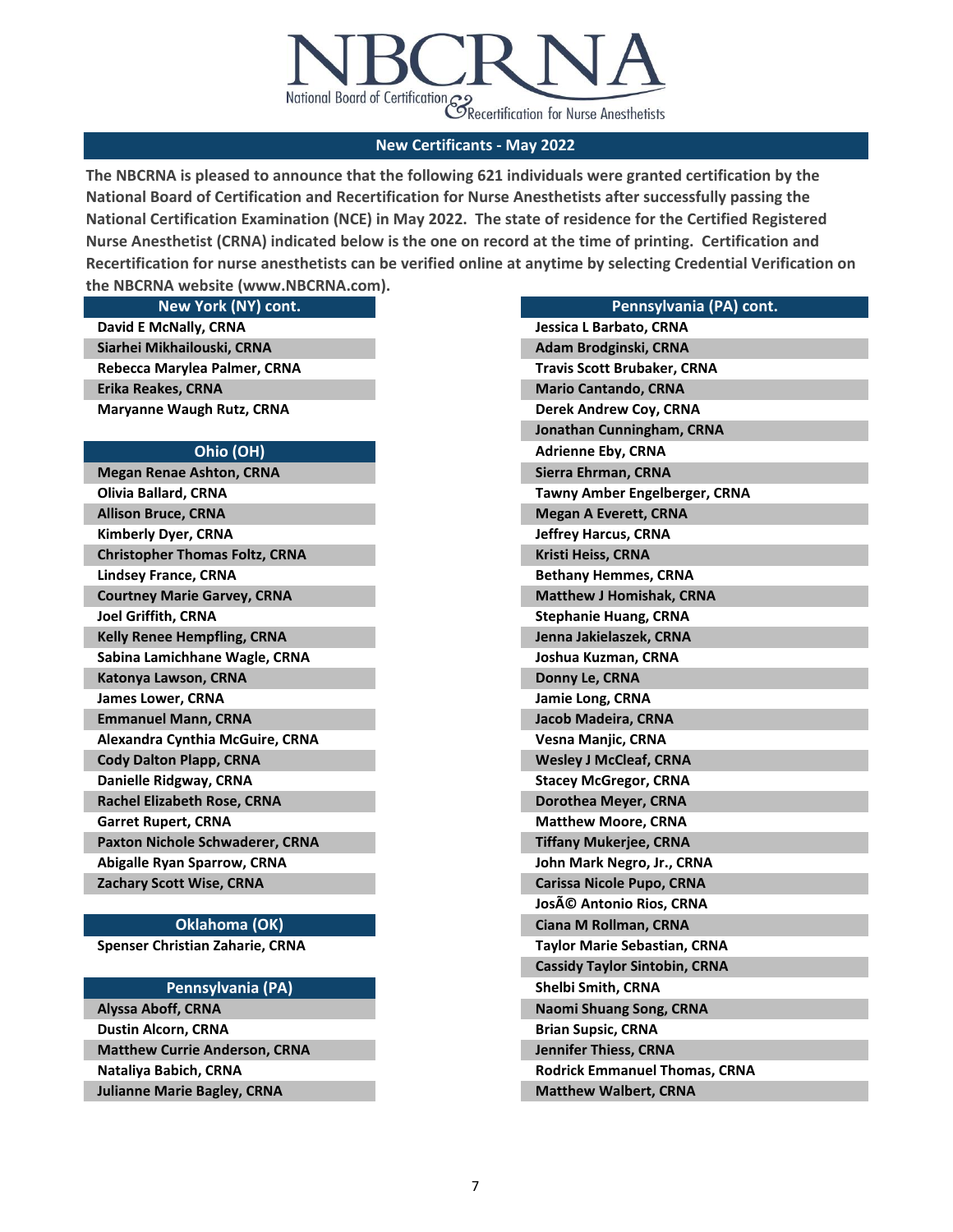# NBCRNA

National Board of Certification & Recertification for Nurse Anesthetists

## New Certificants - May 2022

**The NBCRNA is pleased to announce that the following 621 individuals were granted certification by the National Board of Certification and Recertification for Nurse Anesthetists after successfully passing the National Certification Examination (NCE) in May 2022. The state of residence for the Certified Registered Nurse Anesthetist (CRNA) indicated below is the one on record at the time of printing. Certification and Recertification for nurse anesthetists can be verified online at anytime by selecting Credential Verification on the NBCRNA website (www.NBCRNA.com).**

| New York (NY) cont. |
|---|
| David E McNally, CRNA |
| Siarhei Mikhailouski, CRNA |
| Rebecca Marylea Palmer, CRNA |
| Erika Reakes, CRNA |
| Maryanne Waugh Rutz, CRNA |

| Ohio (OH) |
|---|
| Megan Renae Ashton, CRNA |
| Olivia Ballard, CRNA |
| Allison Bruce, CRNA |
| Kimberly Dyer, CRNA |
| Christopher Thomas Foltz, CRNA |
| Lindsey France, CRNA |
| Courtney Marie Garvey, CRNA |
| Joel Griffith, CRNA |
| Kelly Renee Hempfling, CRNA |
| Sabina Lamichhane Wagle, CRNA |
| Katonya Lawson, CRNA |
| James Lower, CRNA |
| Emmanuel Mann, CRNA |
| Alexandra Cynthia McGuire, CRNA |
| Cody Dalton Plapp, CRNA |
| Danielle Ridgway, CRNA |
| Rachel Elizabeth Rose, CRNA |
| Garret Rupert, CRNA |
| Paxton Nichole Schwaderer, CRNA |
| Abigalle Ryan Sparrow, CRNA |
| Zachary Scott Wise, CRNA |

| Oklahoma (OK) |
|---|
| Spenser Christian Zaharie, CRNA |

| Pennsylvania (PA) |
|---|
| Alyssa Aboff, CRNA |
| Dustin Alcorn, CRNA |
| Matthew Currie Anderson, CRNA |
| Nataliya Babich, CRNA |
| Julianne Marie Bagley, CRNA |

| Pennsylvania (PA) cont. |
|---|
| Jessica L Barbato, CRNA |
| Adam Brodginski, CRNA |
| Travis Scott Brubaker, CRNA |
| Mario Cantando, CRNA |
| Derek Andrew Coy, CRNA |
| Jonathan Cunningham, CRNA |
| Adrienne Eby, CRNA |
| Sierra Ehrman, CRNA |
| Tawny Amber Engelberger, CRNA |
| Megan A Everett, CRNA |
| Jeffrey Harcus, CRNA |
| Kristi Heiss, CRNA |
| Bethany Hemmes, CRNA |
| Matthew J Homishak, CRNA |
| Stephanie Huang, CRNA |
| Jenna Jakielaszek, CRNA |
| Joshua Kuzman, CRNA |
| Donny Le, CRNA |
| Jamie Long, CRNA |
| Jacob Madeira, CRNA |
| Vesna Manjic, CRNA |
| Wesley J McCleaf, CRNA |
| Stacey McGregor, CRNA |
| Dorothea Meyer, CRNA |
| Matthew Moore, CRNA |
| Tiffany Mukerjee, CRNA |
| John Mark Negro, Jr., CRNA |
| Carissa Nicole Pupo, CRNA |
| JosÃ© Antonio Rios, CRNA |
| Ciana M Rollman, CRNA |
| Taylor Marie Sebastian, CRNA |
| Cassidy Taylor Sintobin, CRNA |
| Shelbi Smith, CRNA |
| Naomi Shuang Song, CRNA |
| Brian Supsic, CRNA |
| Jennifer Thiess, CRNA |
| Rodrick Emmanuel Thomas, CRNA |
| Matthew Walbert, CRNA |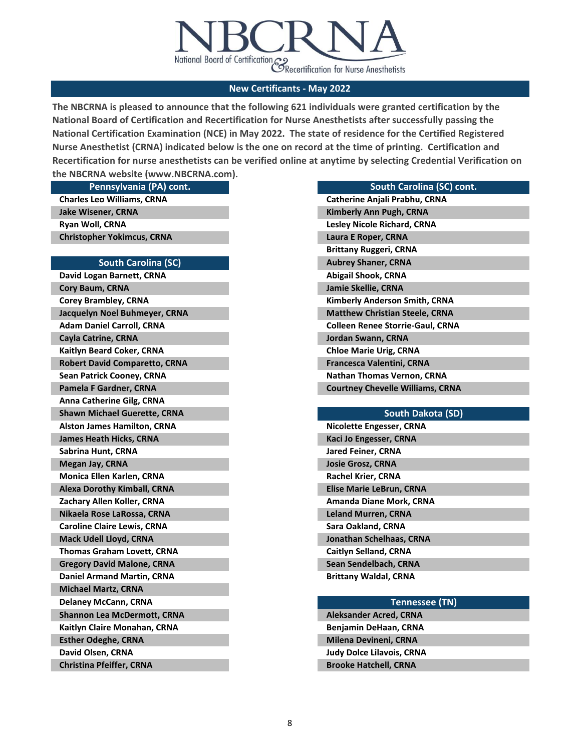# NBCRNA

National Board of Certification & Recertification for Nurse Anesthetists

## New Certificants - May 2022

**The NBCRNA is pleased to announce that the following 621 individuals were granted certification by the National Board of Certification and Recertification for Nurse Anesthetists after successfully passing the National Certification Examination (NCE) in May 2022. The state of residence for the Certified Registered Nurse Anesthetist (CRNA) indicated below is the one on record at the time of printing. Certification and Recertification for nurse anesthetists can be verified online at anytime by selecting Credential Verification on the NBCRNA website (www.NBCRNA.com).**

### Pennsylvania (PA) cont.

- Charles Leo Williams, CRNA
- Jake Wisener, CRNA
- Ryan Woll, CRNA
- Christopher Yokimcus, CRNA

### South Carolina (SC)

- David Logan Barnett, CRNA
- Cory Baum, CRNA
- Corey Brambley, CRNA
- Jacquelyn Noel Buhmeyer, CRNA
- Adam Daniel Carroll, CRNA
- Cayla Catrine, CRNA
- Kaitlyn Beard Coker, CRNA
- Robert David Comparetto, CRNA
- Sean Patrick Cooney, CRNA
- Pamela F Gardner, CRNA
- Anna Catherine Gilg, CRNA
- Shawn Michael Guerette, CRNA
- Alston James Hamilton, CRNA
- James Heath Hicks, CRNA
- Sabrina Hunt, CRNA
- Megan Jay, CRNA
- Monica Ellen Karlen, CRNA
- Alexa Dorothy Kimball, CRNA
- Zachary Allen Koller, CRNA
- Nikaela Rose LaRossa, CRNA
- Caroline Claire Lewis, CRNA
- Mack Udell Lloyd, CRNA
- Thomas Graham Lovett, CRNA
- Gregory David Malone, CRNA
- Daniel Armand Martin, CRNA
- Michael Martz, CRNA
- Delaney McCann, CRNA
- Shannon Lea McDermott, CRNA
- Kaitlyn Claire Monahan, CRNA
- Esther Odeghe, CRNA
- David Olsen, CRNA
- Christina Pfeiffer, CRNA

### South Carolina (SC) cont.

- Catherine Anjali Prabhu, CRNA
- Kimberly Ann Pugh, CRNA
- Lesley Nicole Richard, CRNA
- Laura E Roper, CRNA
- Brittany Ruggeri, CRNA
- Aubrey Shaner, CRNA
- Abigail Shook, CRNA
- Jamie Skellie, CRNA
- Kimberly Anderson Smith, CRNA
- Matthew Christian Steele, CRNA
- Colleen Renee Storrie-Gaul, CRNA
- Jordan Swann, CRNA
- Chloe Marie Urig, CRNA
- Francesca Valentini, CRNA
- Nathan Thomas Vernon, CRNA
- Courtney Chevelle Williams, CRNA

### South Dakota (SD)

- Nicolette Engesser, CRNA
- Kaci Jo Engesser, CRNA
- Jared Feiner, CRNA
- Josie Grosz, CRNA
- Rachel Krier, CRNA
- Elise Marie LeBrun, CRNA
- Amanda Diane Mork, CRNA
- Leland Murren, CRNA
- Sara Oakland, CRNA
- Jonathan Schelhaas, CRNA
- Caitlyn Selland, CRNA
- Sean Sendelbach, CRNA
- Brittany Waldal, CRNA

### Tennessee (TN)

- Aleksander Acred, CRNA
- Benjamin DeHaan, CRNA
- Milena Devineni, CRNA
- Judy Dolce Lilavois, CRNA
- Brooke Hatchell, CRNA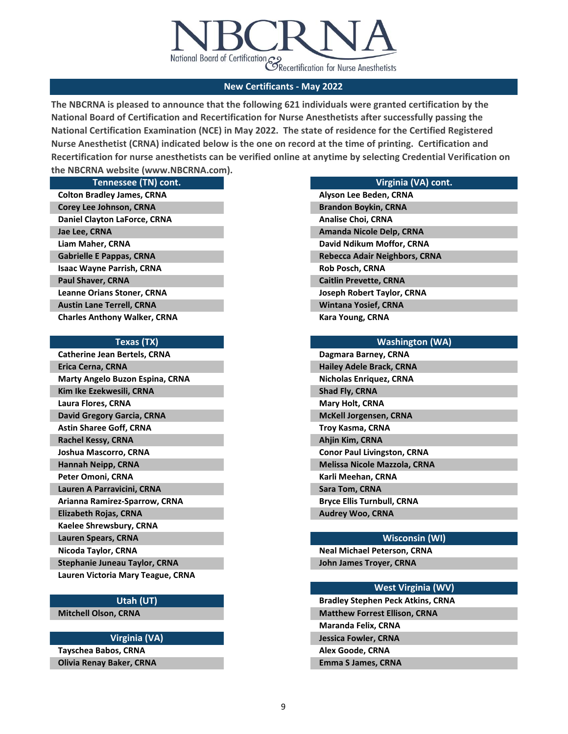# NBCRNA

National Board of Certification & Recertification for Nurse Anesthetists

## New Certificants - May 2022

**The NBCRNA is pleased to announce that the following 621 individuals were granted certification by the National Board of Certification and Recertification for Nurse Anesthetists after successfully passing the National Certification Examination (NCE) in May 2022. The state of residence for the Certified Registered Nurse Anesthetist (CRNA) indicated below is the one on record at the time of printing. Certification and Recertification for nurse anesthetists can be verified online at anytime by selecting Credential Verification on the NBCRNA website (www.NBCRNA.com).**

### Tennessee (TN) cont.

- Colton Bradley James, CRNA
- Corey Lee Johnson, CRNA
- Daniel Clayton LaForce, CRNA
- Jae Lee, CRNA
- Liam Maher, CRNA
- Gabrielle E Pappas, CRNA
- Isaac Wayne Parrish, CRNA
- Paul Shaver, CRNA
- Leanne Orians Stoner, CRNA
- Austin Lane Terrell, CRNA
- Charles Anthony Walker, CRNA

### Texas (TX)

- Catherine Jean Bertels, CRNA
- Erica Cerna, CRNA
- Marty Angelo Buzon Espina, CRNA
- Kim Ike Ezekwesili, CRNA
- Laura Flores, CRNA
- David Gregory Garcia, CRNA
- Astin Sharee Goff, CRNA
- Rachel Kessy, CRNA
- Joshua Mascorro, CRNA
- Hannah Neipp, CRNA
- Peter Omoni, CRNA
- Lauren A Parravicini, CRNA
- Arianna Ramirez-Sparrow, CRNA
- Elizabeth Rojas, CRNA
- Kaelee Shrewsbury, CRNA
- Lauren Spears, CRNA
- Nicoda Taylor, CRNA
- Stephanie Juneau Taylor, CRNA
- Lauren Victoria Mary Teague, CRNA

### Utah (UT)

- Mitchell Olson, CRNA

### Virginia (VA)

- Tayschea Babos, CRNA
- Olivia Renay Baker, CRNA

### Virginia (VA) cont.

- Alyson Lee Beden, CRNA
- Brandon Boykin, CRNA
- Analise Choi, CRNA
- Amanda Nicole Delp, CRNA
- David Ndikum Moffor, CRNA
- Rebecca Adair Neighbors, CRNA
- Rob Posch, CRNA
- Caitlin Prevette, CRNA
- Joseph Robert Taylor, CRNA
- Wintana Yosief, CRNA
- Kara Young, CRNA

### Washington (WA)

- Dagmara Barney, CRNA
- Hailey Adele Brack, CRNA
- Nicholas Enriquez, CRNA
- Shad Fly, CRNA
- Mary Holt, CRNA
- McKell Jorgensen, CRNA
- Troy Kasma, CRNA
- Ahjin Kim, CRNA
- Conor Paul Livingston, CRNA
- Melissa Nicole Mazzola, CRNA
- Karli Meehan, CRNA
- Sara Tom, CRNA
- Bryce Ellis Turnbull, CRNA
- Audrey Woo, CRNA

### Wisconsin (WI)

- Neal Michael Peterson, CRNA
- John James Troyer, CRNA

### West Virginia (WV)

- Bradley Stephen Peck Atkins, CRNA
- Matthew Forrest Ellison, CRNA
- Maranda Felix, CRNA
- Jessica Fowler, CRNA
- Alex Goode, CRNA
- Emma S James, CRNA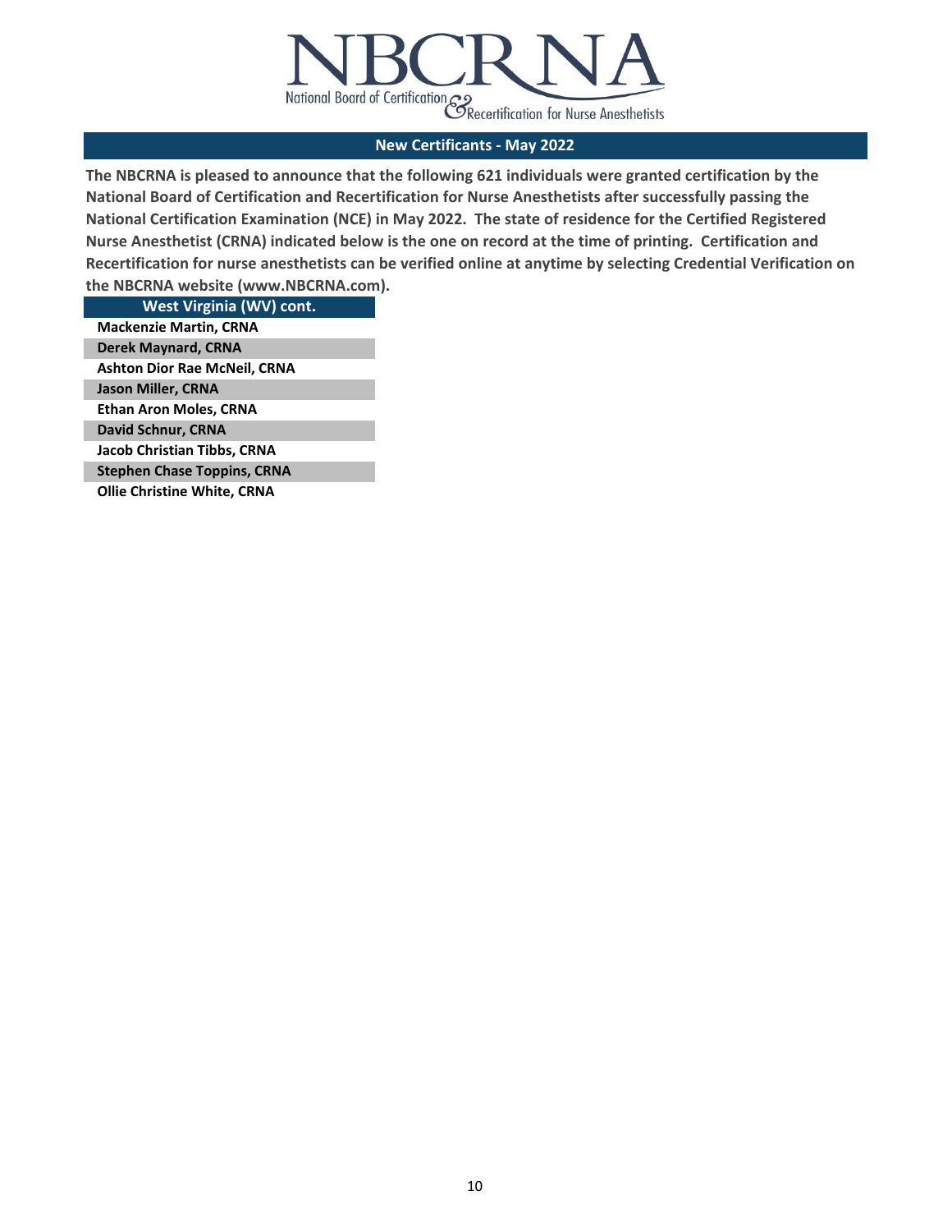# NBCRNA

National Board of Certification & Recertification for Nurse Anesthetists

## New Certificants - May 2022

**The NBCRNA is pleased to announce that the following 621 individuals were granted certification by the National Board of Certification and Recertification for Nurse Anesthetists after successfully passing the National Certification Examination (NCE) in May 2022. The state of residence for the Certified Registered Nurse Anesthetist (CRNA) indicated below is the one on record at the time of printing. Certification and Recertification for nurse anesthetists can be verified online at anytime by selecting Credential Verification on the NBCRNA website (www.NBCRNA.com).**

| West Virginia (WV) cont. |
| --- |
| Mackenzie Martin, CRNA |
| Derek Maynard, CRNA |
| Ashton Dior Rae McNeil, CRNA |
| Jason Miller, CRNA |
| Ethan Aron Moles, CRNA |
| David Schnur, CRNA |
| Jacob Christian Tibbs, CRNA |
| Stephen Chase Toppins, CRNA |
| Ollie Christine White, CRNA |